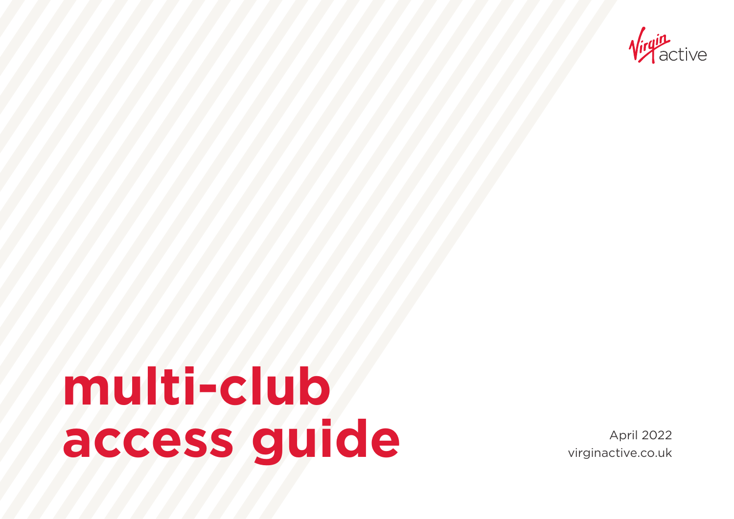Virgin active

# multi-club access guide

April 2022
virginactive.co.uk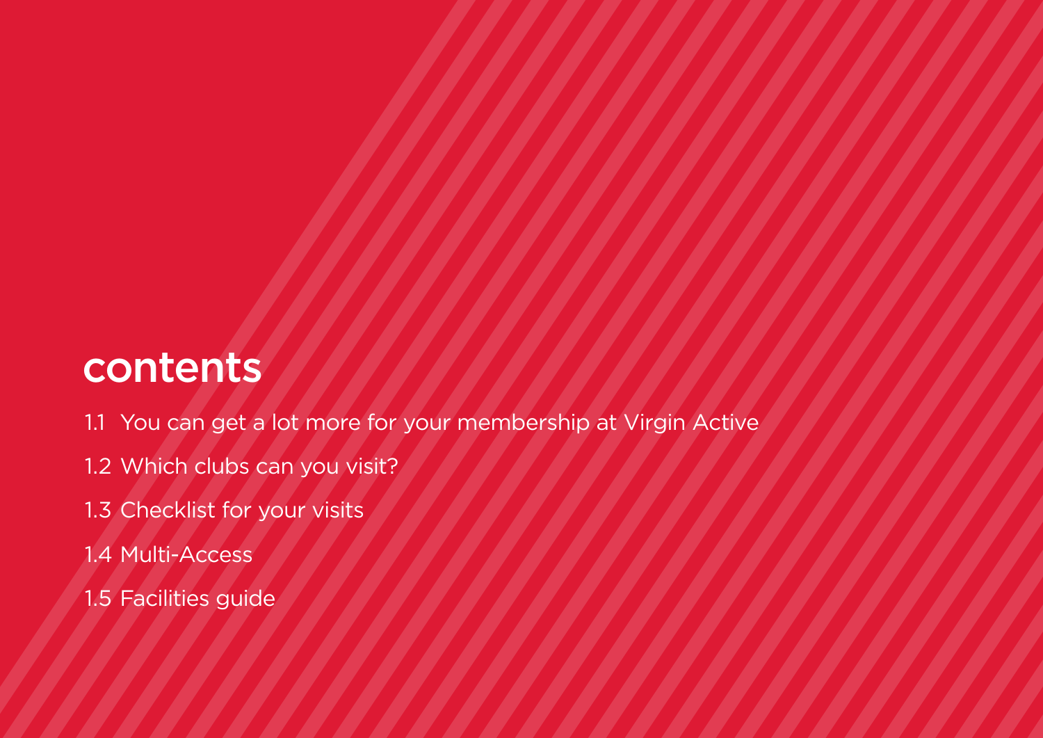# contents

1.1 You can get a lot more for your membership at Virgin Active

1.2 Which clubs can you visit?

1.3 Checklist for your visits

1.4 Multi-Access

1.5 Facilities guide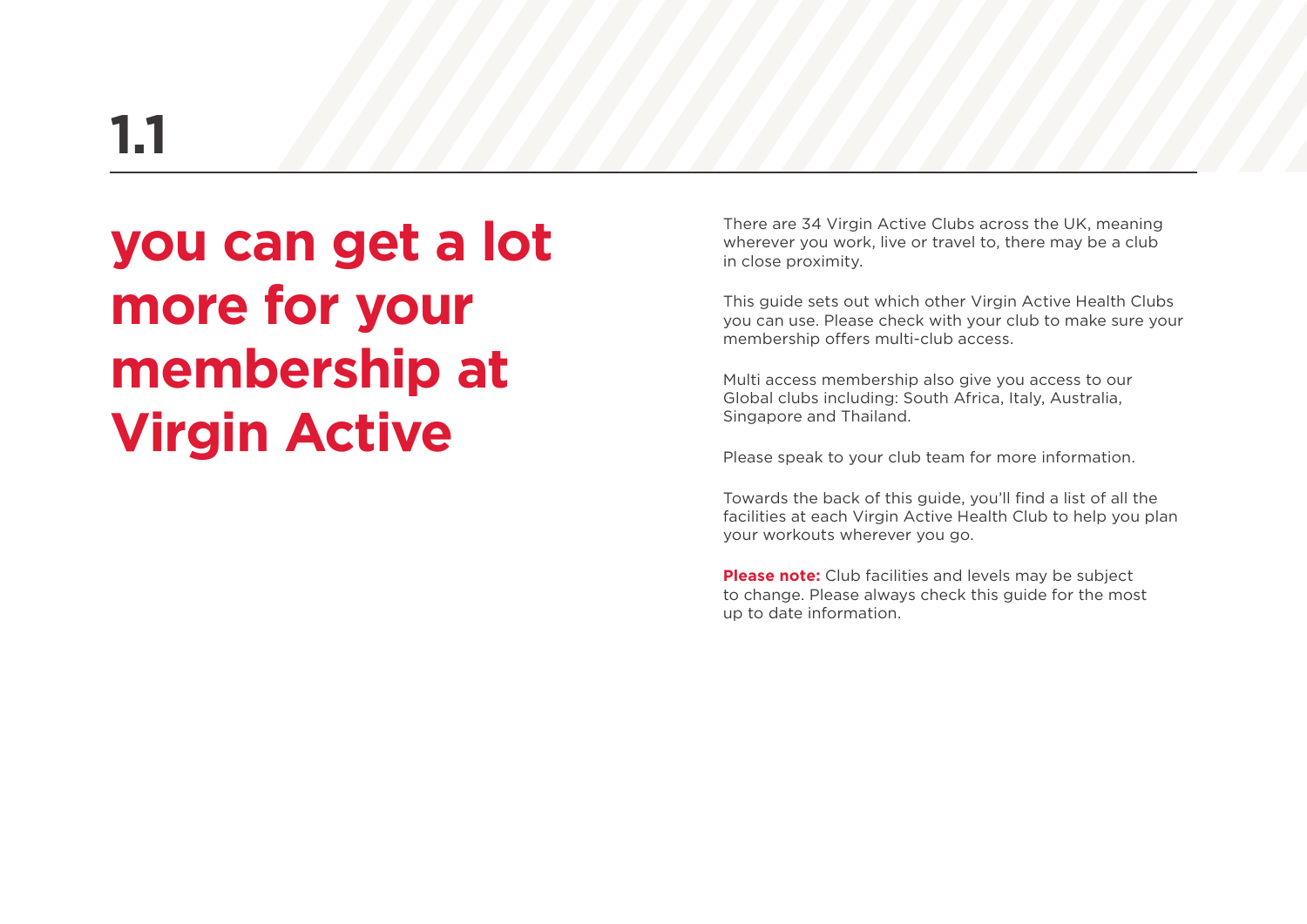# 1.1

## you can get a lot more for your membership at Virgin Active

There are 34 Virgin Active Clubs across the UK, meaning wherever you work, live or travel to, there may be a club in close proximity.

This guide sets out which other Virgin Active Health Clubs you can use. Please check with your club to make sure your membership offers multi-club access.

Multi access membership also give you access to our Global clubs including: South Africa, Italy, Australia, Singapore and Thailand.

Please speak to your club team for more information.

Towards the back of this guide, you'll find a list of all the facilities at each Virgin Active Health Club to help you plan your workouts wherever you go.

**Please note:** Club facilities and levels may be subject to change. Please always check this guide for the most up to date information.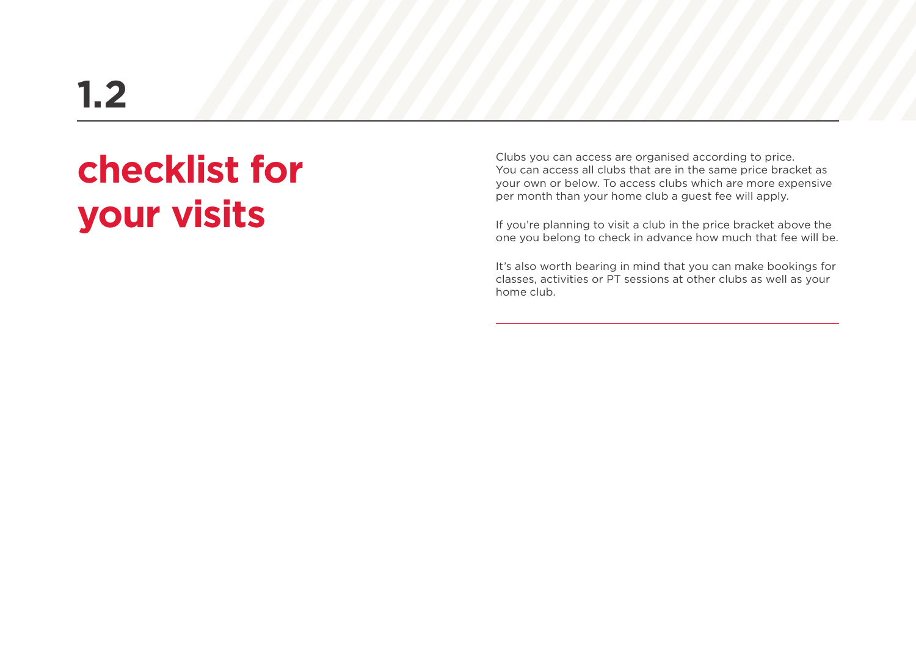# 1.2

## checklist for your visits

Clubs you can access are organised according to price. You can access all clubs that are in the same price bracket as your own or below. To access clubs which are more expensive per month than your home club a guest fee will apply.

If you're planning to visit a club in the price bracket above the one you belong to check in advance how much that fee will be.

It's also worth bearing in mind that you can make bookings for classes, activities or PT sessions at other clubs as well as your home club.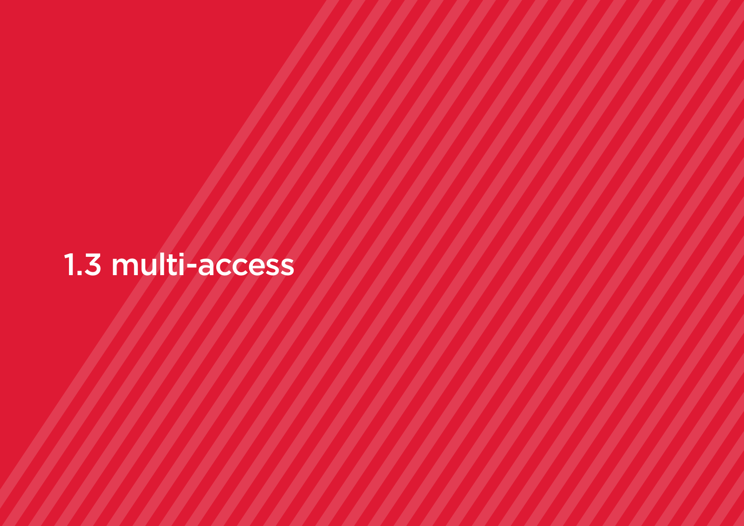# 1.3 multi-access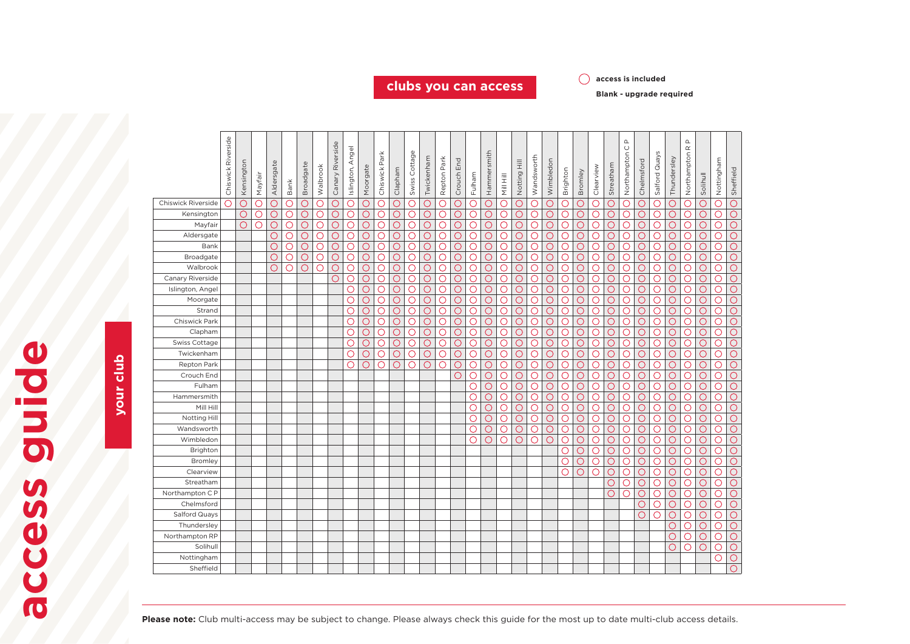# access guide

## clubs you can access

○ **access is included**

**Blank - upgrade required**

| your club | Chiswick Riverside | Kensington | Mayfair | Aldersgate | Bank | Broadgate | Walbrook | Canary Riverside | Islington, Angel | Moorgate | Chiswick Park | Clapham | Swiss Cottage | Twickenham | Repton Park | Crouch End | Fulham | Hammersmith | Mill Hill | Notting Hill | Wandsworth | Wimbledon | Brighton | Bromley | Clearview | Streatham | Northampton C P | Chelmsford | Salford Quays | Thundersley | Northampton R P | Solihull | Nottingham | Sheffield |
|---|---|---|---|---|---|---|---|---|---|---|---|---|---|---|---|---|---|---|---|---|---|---|---|---|---|---|---|---|---|---|---|---|---|---|
| Chiswick Riverside | ○ | ○ | ○ | ○ | ○ | ○ | ○ | ○ | ○ | ○ | ○ | ○ | ○ | ○ | ○ | ○ | ○ | ○ | ○ | ○ | ○ | ○ | ○ | ○ | ○ | ○ | ○ | ○ | ○ | ○ | ○ | ○ | ○ | ○ |
| Kensington | | ○ | ○ | ○ | ○ | ○ | ○ | ○ | ○ | ○ | ○ | ○ | ○ | ○ | ○ | ○ | ○ | ○ | ○ | ○ | ○ | ○ | ○ | ○ | ○ | ○ | ○ | ○ | ○ | ○ | ○ | ○ | ○ | ○ |
| Mayfair | | ○ | ○ | ○ | ○ | ○ | ○ | ○ | ○ | ○ | ○ | ○ | ○ | ○ | ○ | ○ | ○ | ○ | ○ | ○ | ○ | ○ | ○ | ○ | ○ | ○ | ○ | ○ | ○ | ○ | ○ | ○ | ○ | ○ |
| Aldersgate | | | | ○ | ○ | ○ | ○ | ○ | ○ | ○ | ○ | ○ | ○ | ○ | ○ | ○ | ○ | ○ | ○ | ○ | ○ | ○ | ○ | ○ | ○ | ○ | ○ | ○ | ○ | ○ | ○ | ○ | ○ | ○ |
| Bank | | | | ○ | ○ | ○ | ○ | ○ | ○ | ○ | ○ | ○ | ○ | ○ | ○ | ○ | ○ | ○ | ○ | ○ | ○ | ○ | ○ | ○ | ○ | ○ | ○ | ○ | ○ | ○ | ○ | ○ | ○ | ○ |
| Broadgate | | | | ○ | ○ | ○ | ○ | ○ | ○ | ○ | ○ | ○ | ○ | ○ | ○ | ○ | ○ | ○ | ○ | ○ | ○ | ○ | ○ | ○ | ○ | ○ | ○ | ○ | ○ | ○ | ○ | ○ | ○ | ○ |
| Walbrook | | | | ○ | ○ | ○ | ○ | ○ | ○ | ○ | ○ | ○ | ○ | ○ | ○ | ○ | ○ | ○ | ○ | ○ | ○ | ○ | ○ | ○ | ○ | ○ | ○ | ○ | ○ | ○ | ○ | ○ | ○ | ○ |
| Canary Riverside | | | | | | | | ○ | ○ | ○ | ○ | ○ | ○ | ○ | ○ | ○ | ○ | ○ | ○ | ○ | ○ | ○ | ○ | ○ | ○ | ○ | ○ | ○ | ○ | ○ | ○ | ○ | ○ | ○ |
| Islington, Angel | | | | | | | | | ○ | ○ | ○ | ○ | ○ | ○ | ○ | ○ | ○ | ○ | ○ | ○ | ○ | ○ | ○ | ○ | ○ | ○ | ○ | ○ | ○ | ○ | ○ | ○ | ○ | ○ |
| Moorgate | | | | | | | | | ○ | ○ | ○ | ○ | ○ | ○ | ○ | ○ | ○ | ○ | ○ | ○ | ○ | ○ | ○ | ○ | ○ | ○ | ○ | ○ | ○ | ○ | ○ | ○ | ○ | ○ |
| Strand | | | | | | | | | ○ | ○ | ○ | ○ | ○ | ○ | ○ | ○ | ○ | ○ | ○ | ○ | ○ | ○ | ○ | ○ | ○ | ○ | ○ | ○ | ○ | ○ | ○ | ○ | ○ | ○ |
| Chiswick Park | | | | | | | | | ○ | ○ | ○ | ○ | ○ | ○ | ○ | ○ | ○ | ○ | ○ | ○ | ○ | ○ | ○ | ○ | ○ | ○ | ○ | ○ | ○ | ○ | ○ | ○ | ○ | ○ |
| Clapham | | | | | | | | | ○ | ○ | ○ | ○ | ○ | ○ | ○ | ○ | ○ | ○ | ○ | ○ | ○ | ○ | ○ | ○ | ○ | ○ | ○ | ○ | ○ | ○ | ○ | ○ | ○ | ○ |
| Swiss Cottage | | | | | | | | | ○ | ○ | ○ | ○ | ○ | ○ | ○ | ○ | ○ | ○ | ○ | ○ | ○ | ○ | ○ | ○ | ○ | ○ | ○ | ○ | ○ | ○ | ○ | ○ | ○ | ○ |
| Twickenham | | | | | | | | | ○ | ○ | ○ | ○ | ○ | ○ | ○ | ○ | ○ | ○ | ○ | ○ | ○ | ○ | ○ | ○ | ○ | ○ | ○ | ○ | ○ | ○ | ○ | ○ | ○ | ○ |
| Repton Park | | | | | | | | | ○ | ○ | ○ | ○ | ○ | ○ | ○ | ○ | ○ | ○ | ○ | ○ | ○ | ○ | ○ | ○ | ○ | ○ | ○ | ○ | ○ | ○ | ○ | ○ | ○ | ○ |
| Crouch End | | | | | | | | | | | | | | | | ○ | ○ | ○ | ○ | ○ | ○ | ○ | ○ | ○ | ○ | ○ | ○ | ○ | ○ | ○ | ○ | ○ | ○ | ○ |
| Fulham | | | | | | | | | | | | | | | | | ○ | ○ | ○ | ○ | ○ | ○ | ○ | ○ | ○ | ○ | ○ | ○ | ○ | ○ | ○ | ○ | ○ | ○ |
| Hammersmith | | | | | | | | | | | | | | | | | ○ | ○ | ○ | ○ | ○ | ○ | ○ | ○ | ○ | ○ | ○ | ○ | ○ | ○ | ○ | ○ | ○ | ○ |
| Mill Hill | | | | | | | | | | | | | | | | | ○ | ○ | ○ | ○ | ○ | ○ | ○ | ○ | ○ | ○ | ○ | ○ | ○ | ○ | ○ | ○ | ○ | ○ |
| Notting Hill | | | | | | | | | | | | | | | | | ○ | ○ | ○ | ○ | ○ | ○ | ○ | ○ | ○ | ○ | ○ | ○ | ○ | ○ | ○ | ○ | ○ | ○ |
| Wandsworth | | | | | | | | | | | | | | | | | ○ | ○ | ○ | ○ | ○ | ○ | ○ | ○ | ○ | ○ | ○ | ○ | ○ | ○ | ○ | ○ | ○ | ○ |
| Wimbledon | | | | | | | | | | | | | | | | | ○ | ○ | ○ | ○ | ○ | ○ | ○ | ○ | ○ | ○ | ○ | ○ | ○ | ○ | ○ | ○ | ○ | ○ |
| Brighton | | | | | | | | | | | | | | | | | | | | | | | ○ | ○ | ○ | ○ | ○ | ○ | ○ | ○ | ○ | ○ | ○ | ○ |
| Bromley | | | | | | | | | | | | | | | | | | | | | | | ○ | ○ | ○ | ○ | ○ | ○ | ○ | ○ | ○ | ○ | ○ | ○ |
| Clearview | | | | | | | | | | | | | | | | | | | | | | | ○ | ○ | ○ | ○ | ○ | ○ | ○ | ○ | ○ | ○ | ○ | ○ |
| Streatham | | | | | | | | | | | | | | | | | | | | | | | | | | ○ | ○ | ○ | ○ | ○ | ○ | ○ | ○ | ○ |
| Northampton C P | | | | | | | | | | | | | | | | | | | | | | | | | | ○ | ○ | ○ | ○ | ○ | ○ | ○ | ○ | ○ |
| Chelmsford | | | | | | | | | | | | | | | | | | | | | | | | | | | | ○ | ○ | ○ | ○ | ○ | ○ | ○ |
| Salford Quays | | | | | | | | | | | | | | | | | | | | | | | | | | | | ○ | ○ | ○ | ○ | ○ | ○ | ○ |
| Thundersley | | | | | | | | | | | | | | | | | | | | | | | | | | | | | | ○ | ○ | ○ | ○ | ○ |
| Northampton RP | | | | | | | | | | | | | | | | | | | | | | | | | | | | | | ○ | ○ | ○ | ○ | ○ |
| Solihull | | | | | | | | | | | | | | | | | | | | | | | | | | | | | | ○ | ○ | ○ | ○ | ○ |
| Nottingham | | | | | | | | | | | | | | | | | | | | | | | | | | | | | | | | | ○ | ○ |
| Sheffield | | | | | | | | | | | | | | | | | | | | | | | | | | | | | | | | | | ○ |

**Please note:** Club multi-access may be subject to change. Please always check this guide for the most up to date multi-club access details.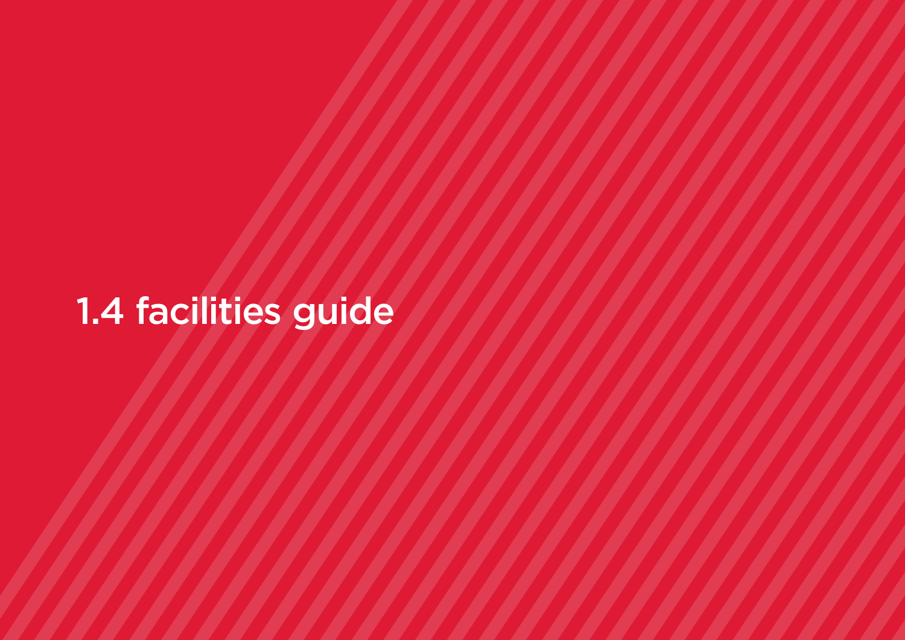# 1.4 facilities guide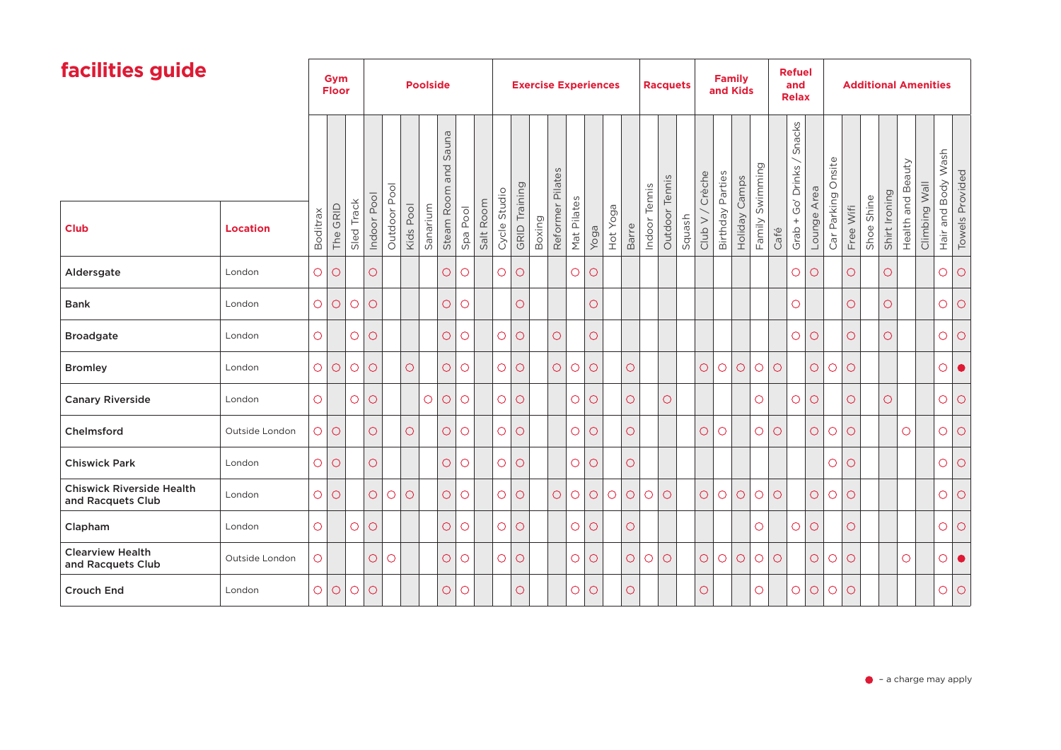# facilities guide

| Club | Location | Gym Floor | | | Poolside | | | | | | | Exercise Experiences | | | | | | | | Racquets | | | Family and Kids | | | | Refuel and Relax | | | Additional Amenities | | | | | | | |
|---|---|---|---|---|---|---|---|---|---|---|---|---|---|---|---|---|---|---|---|---|---|---|---|---|---|---|---|---|---|---|---|---|---|---|---|---|---|
| | | Boditrax | The GRID | Sled Track | Indoor Pool | Outdoor Pool | Kids Pool | Sanarium | Steam Room and Sauna | Spa Pool | Salt Room | Cycle Studio | GRID Training | Boxing | Reformer Pilates | Mat Pilates | Yoga | Hot Yoga | Barre | Indoor Tennis | Outdoor Tennis | Squash | Club V / Crèche | Birthday Parties | Holiday Camps | Family Swimming | Café | Grab + Go' Drinks / Snacks | Lounge Area | Car Parking Onsite | Free Wifi | Shoe Shine | Shirt Ironing | Health and Beauty | Climbing Wall | Hair and Body Wash | Towels Provided |
| Aldersgate | London | ○ | ○ | | ○ | | | | ○ | ○ | | ○ | ○ | | | ○ | ○ | | | | | | | | | | | ○ | ○ | | ○ | | ○ | | | ○ | ○ |
| Bank | London | ○ | ○ | ○ | ○ | | | | ○ | ○ | | | ○ | | | | ○ | | | | | | | | | | | ○ | | | ○ | | ○ | | | ○ | ○ |
| Broadgate | London | ○ | | ○ | ○ | | | | ○ | ○ | | ○ | ○ | | ○ | | ○ | | | | | | | | | | | ○ | ○ | | ○ | | ○ | | | ○ | ○ |
| Bromley | London | ○ | ○ | ○ | ○ | | ○ | | ○ | ○ | | ○ | ○ | | ○ | ○ | ○ | | ○ | | | | ○ | ○ | ○ | ○ | ○ | | ○ | ○ | ○ | | | | | ○ | ● |
| Canary Riverside | London | ○ | | ○ | ○ | | | ○ | ○ | ○ | | ○ | ○ | | | ○ | ○ | | ○ | | ○ | | | | | ○ | | ○ | ○ | | ○ | | ○ | | | ○ | ○ |
| Chelmsford | Outside London | ○ | ○ | | ○ | | ○ | | ○ | ○ | | ○ | ○ | | | ○ | ○ | | ○ | | | | ○ | ○ | | ○ | ○ | | ○ | ○ | ○ | | | ○ | | ○ | ○ |
| Chiswick Park | London | ○ | ○ | | ○ | | | | ○ | ○ | | ○ | ○ | | | ○ | ○ | | ○ | | | | | | | | | | | ○ | ○ | | | | | ○ | ○ |
| Chiswick Riverside Health and Racquets Club | London | ○ | ○ | | ○ | ○ | ○ | | ○ | ○ | | ○ | ○ | | ○ | ○ | ○ | ○ | ○ | ○ | ○ | | ○ | ○ | ○ | ○ | ○ | | ○ | ○ | ○ | | | | | ○ | ○ |
| Clapham | London | ○ | | ○ | ○ | | | | ○ | ○ | | ○ | ○ | | | ○ | ○ | | ○ | | | | | | | ○ | | ○ | ○ | | ○ | | | | | ○ | ○ |
| Clearview Health and Racquets Club | Outside London | ○ | | | ○ | ○ | | | ○ | ○ | | ○ | ○ | | | ○ | ○ | | ○ | ○ | ○ | | ○ | ○ | ○ | ○ | ○ | | ○ | ○ | ○ | | | ○ | | ○ | ● |
| Crouch End | London | ○ | ○ | ○ | ○ | | | | ○ | ○ | | | ○ | | | ○ | ○ | | ○ | | | | ○ | | | ○ | | ○ | ○ | ○ | ○ | | | | | ○ | ○ |

● – a charge may apply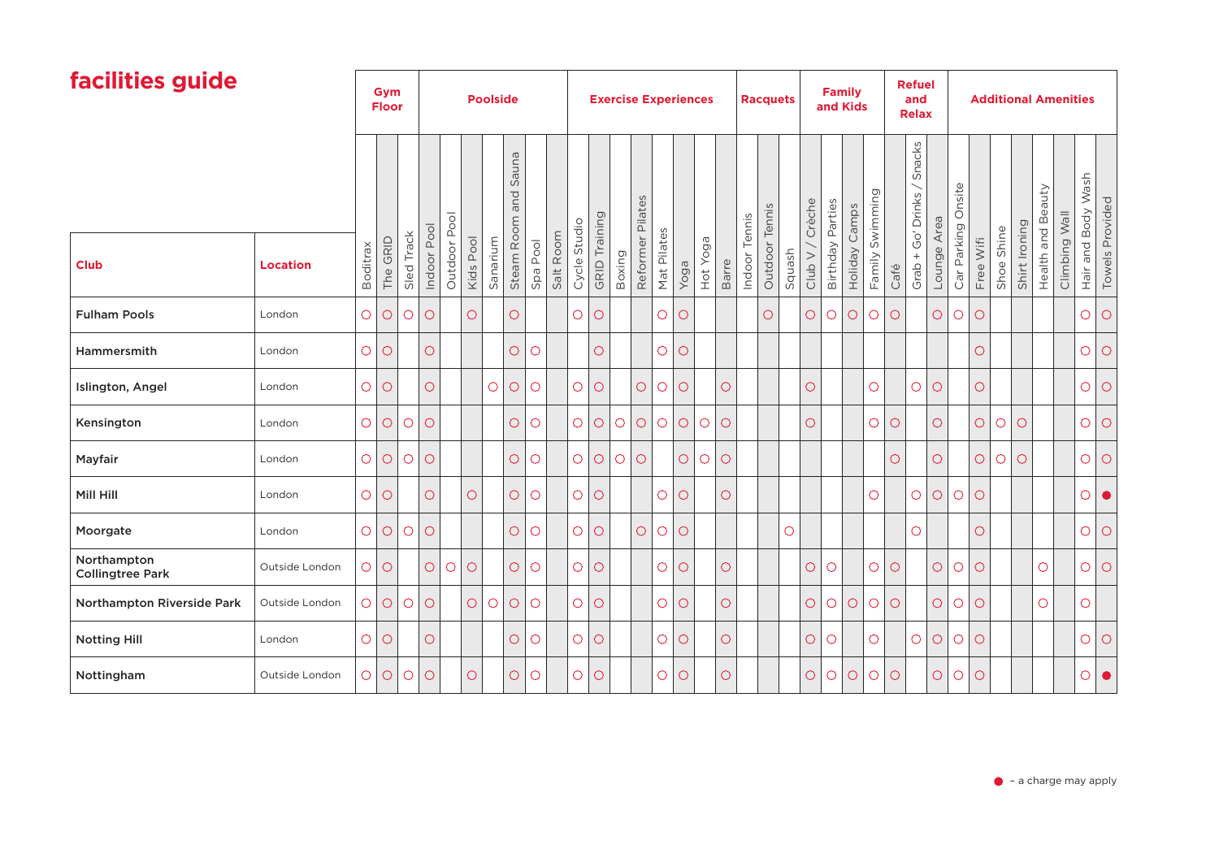# facilities guide

| Club | Location | Gym Floor | | | Poolside | | | | | | | Exercise Experiences | | | | | | | | Racquets | | | Family and Kids | | | | Refuel and Relax | | | Additional Amenities | | | | | | | |
|---|---|---|---|---|---|---|---|---|---|---|---|---|---|---|---|---|---|---|---|---|---|---|---|---|---|---|---|---|---|---|---|---|---|---|---|---|---|
| | | Boditrax | The GRID | Sled Track | Indoor Pool | Outdoor Pool | Kids Pool | Sanarium | Steam Room and Sauna | Spa Pool | Salt Room | Cycle Studio | GRID Training | Boxing | Reformer Pilates | Mat Pilates | Yoga | Hot Yoga | Barre | Indoor Tennis | Outdoor Tennis | Squash | Club V / Crèche | Birthday Parties | Holiday Camps | Family Swimming | Café | Grab + Go' Drinks / Snacks | Lounge Area | Car Parking Onsite | Free Wifi | Shoe Shine | Shirt Ironing | Health and Beauty | Climbing Wall | Hair and Body Wash | Towels Provided |
| **Fulham Pools** | London | ○ | ○ | ○ | ○ | | ○ | | ○ | | | ○ | ○ | | | ○ | ○ | | | | ○ | | ○ | ○ | ○ | ○ | ○ | | ○ | ○ | ○ | | | | | ○ | ○ |
| **Hammersmith** | London | ○ | ○ | | ○ | | | | ○ | ○ | | | ○ | | | ○ | ○ | | | | | | | | | | | | | | ○ | | | | | ○ | ○ |
| **Islington, Angel** | London | ○ | ○ | | ○ | | | ○ | ○ | ○ | | ○ | ○ | | ○ | ○ | ○ | | ○ | | | | ○ | | | ○ | | ○ | ○ | | ○ | | | | | ○ | ○ |
| **Kensington** | London | ○ | ○ | ○ | ○ | | | | ○ | ○ | | ○ | ○ | ○ | ○ | ○ | ○ | ○ | ○ | | | | ○ | | | ○ | ○ | | ○ | | ○ | ○ | ○ | | | ○ | ○ |
| **Mayfair** | London | ○ | ○ | ○ | ○ | | | | ○ | ○ | | ○ | ○ | ○ | ○ | | ○ | ○ | ○ | | | | | | | | ○ | | ○ | | ○ | ○ | ○ | | | ○ | ○ |
| **Mill Hill** | London | ○ | ○ | | ○ | | ○ | | ○ | ○ | | ○ | ○ | | | ○ | ○ | | ○ | | | | | | | ○ | | ○ | ○ | ○ | ○ | | | | | ○ | ● |
| **Moorgate** | London | ○ | ○ | ○ | ○ | | | | ○ | ○ | | ○ | ○ | | ○ | ○ | ○ | | | | | ○ | | | | | | ○ | | | ○ | | | | | ○ | ○ |
| **Northampton Collingtree Park** | Outside London | ○ | ○ | | ○ | ○ | ○ | | ○ | ○ | | ○ | ○ | | | ○ | ○ | | ○ | | | | ○ | ○ | | ○ | ○ | | ○ | ○ | ○ | | | ○ | | ○ | ○ |
| **Northampton Riverside Park** | Outside London | ○ | ○ | ○ | ○ | | ○ | ○ | ○ | ○ | | ○ | ○ | | | ○ | ○ | | ○ | | | | ○ | ○ | ○ | ○ | ○ | | ○ | ○ | ○ | | | ○ | | ○ | |
| **Notting Hill** | London | ○ | ○ | | ○ | | | | ○ | ○ | | ○ | ○ | | | ○ | ○ | | ○ | | | | ○ | ○ | | ○ | | ○ | ○ | ○ | ○ | | | | | ○ | ○ |
| **Nottingham** | Outside London | ○ | ○ | ○ | ○ | | ○ | | ○ | ○ | | ○ | ○ | | | ○ | ○ | | ○ | | | | ○ | ○ | ○ | ○ | ○ | | ○ | ○ | ○ | | | | | ○ | ● |

● – a charge may apply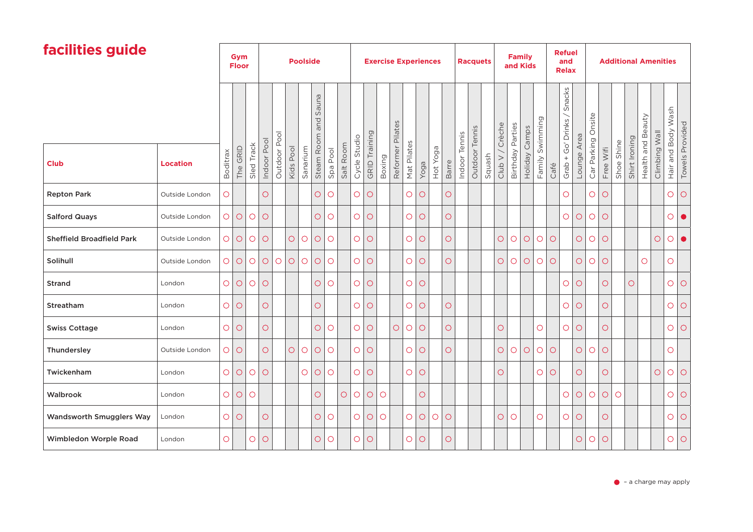# facilities guide

| Club | Location | Gym Floor | | | Poolside | | | | | | | Exercise Experiences | | | | | | | | Racquets | | | Family and Kids | | | | Refuel and Relax | | | Additional Amenities | | | | | | | |
|---|---|---|---|---|---|---|---|---|---|---|---|---|---|---|---|---|---|---|---|---|---|---|---|---|---|---|---|---|---|---|---|---|---|---|---|---|---|
| | | Boditrax | The GRID | Sled Track | Indoor Pool | Outdoor Pool | Kids Pool | Sanarium | Steam Room and Sauna | Spa Pool | Salt Room | Cycle Studio | GRID Training | Boxing | Reformer Pilates | Mat Pilates | Yoga | Hot Yoga | Barre | Indoor Tennis | Outdoor Tennis | Squash | Club V / Crèche | Birthday Parties | Holiday Camps | Family Swimming | Café | Grab + Go' Drinks / Snacks | Lounge Area | Car Parking Onsite | Free Wifi | Shoe Shine | Shirt Ironing | Health and Beauty | Climbing Wall | Hair and Body Wash | Towels Provided |
| **Repton Park** | Outside London | ○ | | | ○ | | | | ○ | ○ | | ○ | ○ | | | ○ | ○ | | ○ | | | | | | | | | ○ | | ○ | ○ | | | | | ○ | ○ |
| **Salford Quays** | Outside London | ○ | ○ | ○ | ○ | | | | ○ | ○ | | ○ | ○ | | | ○ | ○ | | ○ | | | | | | | | | ○ | ○ | ○ | ○ | | | | | ○ | ● |
| **Sheffield Broadfield Park** | Outside London | ○ | ○ | ○ | ○ | | ○ | ○ | ○ | ○ | | ○ | ○ | | | ○ | ○ | | ○ | | | | ○ | ○ | ○ | ○ | ○ | | ○ | ○ | ○ | | | | ○ | ○ | ● |
| **Solihull** | Outside London | ○ | ○ | ○ | ○ | ○ | ○ | ○ | ○ | ○ | | ○ | ○ | | | ○ | ○ | | ○ | | | | ○ | ○ | ○ | ○ | ○ | | ○ | ○ | ○ | | | ○ | | ○ | |
| **Strand** | London | ○ | ○ | ○ | ○ | | | | ○ | ○ | | ○ | ○ | | | ○ | ○ | | | | | | | | | | | ○ | ○ | | ○ | | ○ | | | ○ | ○ |
| **Streatham** | London | ○ | ○ | | ○ | | | | ○ | | | ○ | ○ | | | ○ | ○ | | ○ | | | | | | | | | ○ | ○ | | ○ | | | | | ○ | ○ |
| **Swiss Cottage** | London | ○ | ○ | | ○ | | | | ○ | ○ | | ○ | ○ | | ○ | ○ | ○ | | ○ | | | | ○ | | | ○ | | ○ | ○ | | ○ | | | | | ○ | ○ |
| **Thundersley** | Outside London | ○ | ○ | | ○ | | ○ | ○ | ○ | ○ | | ○ | ○ | | | ○ | ○ | | ○ | | | | ○ | ○ | ○ | ○ | ○ | | ○ | ○ | ○ | | | | | ○ | |
| **Twickenham** | London | ○ | ○ | ○ | ○ | | | ○ | ○ | ○ | | ○ | ○ | | | ○ | ○ | | | | | | ○ | | | ○ | ○ | | ○ | | ○ | | | | ○ | ○ | ○ |
| **Walbrook** | London | ○ | ○ | ○ | | | | | ○ | | ○ | ○ | ○ | ○ | | | ○ | | | | | | | | | | | ○ | ○ | ○ | ○ | ○ | | | | ○ | ○ |
| **Wandsworth Smugglers Way** | London | ○ | ○ | | ○ | | | | ○ | ○ | | ○ | ○ | ○ | | ○ | ○ | ○ | ○ | | | | ○ | ○ | | ○ | | ○ | ○ | | ○ | | | | | ○ | ○ |
| **Wimbledon Worple Road** | London | ○ | | ○ | ○ | | | | ○ | ○ | | ○ | ○ | | | ○ | ○ | | ○ | | | | | | | | | | ○ | ○ | ○ | | | | | ○ | ○ |

● – a charge may apply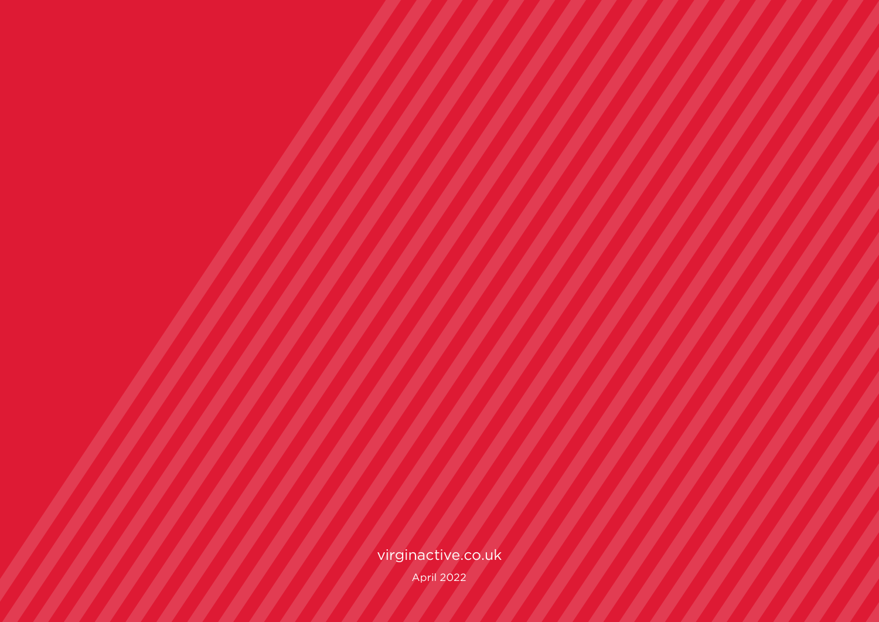virginactive.co.uk

April 2022